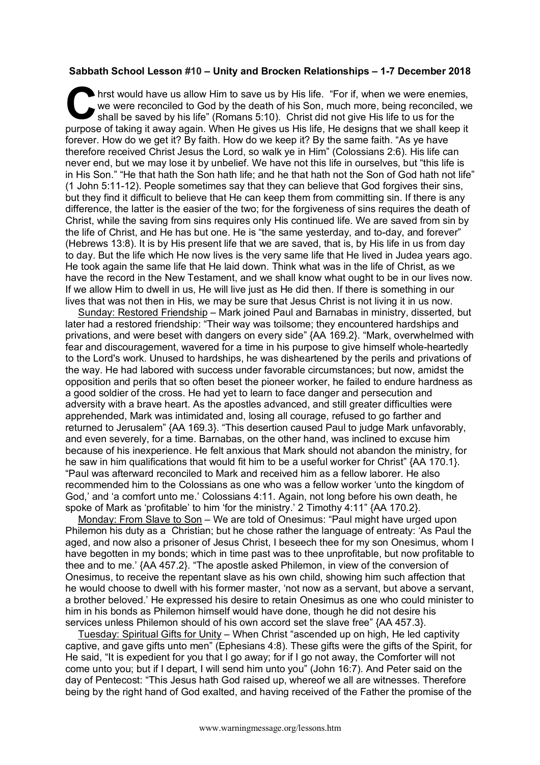**Sabbath School Lesson #10 – Unity and Brocken Relationships – 1-7 December 2018**

Christ would have us allow Him to save us by His life. "For if, when we were enemies, we were reconciled to God by the death of his Son, much more, being reconciled, we shall be saved by his life" (Romans 5:10). Christ did not give His life to us for the purpose of taking it away again. When He gives us His life, He designs that we shall keep it forever. How do we get it? By faith. How do we keep it? By the same faith. "As ye have therefore received Christ Jesus the Lord, so walk ye in Him" (Colossians 2:6). His life can never end, but we may lose it by unbelief. We have not this life in ourselves, but "this life is in His Son." "He that hath the Son hath life; and he that hath not the Son of God hath not life" (1 John 5:11-12). People sometimes say that they can believe that God forgives their sins, but they find it difficult to believe that He can keep them from committing sin. If there is any difference, the latter is the easier of the two; for the forgiveness of sins requires the death of Christ, while the saving from sins requires only His continued life. We are saved from sin by the life of Christ, and He has but one. He is "the same yesterday, and to-day, and forever" (Hebrews 13:8). It is by His present life that we are saved, that is, by His life in us from day to day. But the life which He now lives is the very same life that He lived in Judea years ago. He took again the same life that He laid down. Think what was in the life of Christ, as we have the record in the New Testament, and we shall know what ought to be in our lives now. If we allow Him to dwell in us, He will live just as He did then. If there is something in our lives that was not then in His, we may be sure that Jesus Christ is not living it in us now.

Sunday: Restored Friendship – Mark joined Paul and Barnabas in ministry, disserted, but later had a restored friendship: "Their way was toilsome; they encountered hardships and privations, and were beset with dangers on every side" {AA 169.2}. "Mark, overwhelmed with fear and discouragement, wavered for a time in his purpose to give himself whole-heartedly to the Lord's work. Unused to hardships, he was disheartened by the perils and privations of the way. He had labored with success under favorable circumstances; but now, amidst the opposition and perils that so often beset the pioneer worker, he failed to endure hardness as a good soldier of the cross. He had yet to learn to face danger and persecution and adversity with a brave heart. As the apostles advanced, and still greater difficulties were apprehended, Mark was intimidated and, losing all courage, refused to go farther and returned to Jerusalem" {AA 169.3}. "This desertion caused Paul to judge Mark unfavorably, and even severely, for a time. Barnabas, on the other hand, was inclined to excuse him because of his inexperience. He felt anxious that Mark should not abandon the ministry, for he saw in him qualifications that would fit him to be a useful worker for Christ" {AA 170.1}. "Paul was afterward reconciled to Mark and received him as a fellow laborer. He also recommended him to the Colossians as one who was a fellow worker 'unto the kingdom of God,' and 'a comfort unto me.' Colossians 4:11. Again, not long before his own death, he spoke of Mark as 'profitable' to him 'for the ministry.' 2 Timothy 4:11" {AA 170.2}.

Monday: From Slave to Son – We are told of Onesimus: "Paul might have urged upon Philemon his duty as a Christian; but he chose rather the language of entreaty: 'As Paul the aged, and now also a prisoner of Jesus Christ, I beseech thee for my son Onesimus, whom I have begotten in my bonds; which in time past was to thee unprofitable, but now profitable to thee and to me.' {AA 457.2}. "The apostle asked Philemon, in view of the conversion of Onesimus, to receive the repentant slave as his own child, showing him such affection that he would choose to dwell with his former master, 'not now as a servant, but above a servant, a brother beloved.' He expressed his desire to retain Onesimus as one who could minister to him in his bonds as Philemon himself would have done, though he did not desire his services unless Philemon should of his own accord set the slave free" {AA 457.3}.

Tuesday: Spiritual Gifts for Unity – When Christ "ascended up on high, He led captivity captive, and gave gifts unto men" (Ephesians 4:8). These gifts were the gifts of the Spirit, for He said, "It is expedient for you that I go away; for if I go not away, the Comforter will not come unto you; but if I depart, I will send him unto you" (John 16:7). And Peter said on the day of Pentecost: "This Jesus hath God raised up, whereof we all are witnesses. Therefore being by the right hand of God exalted, and having received of the Father the promise of the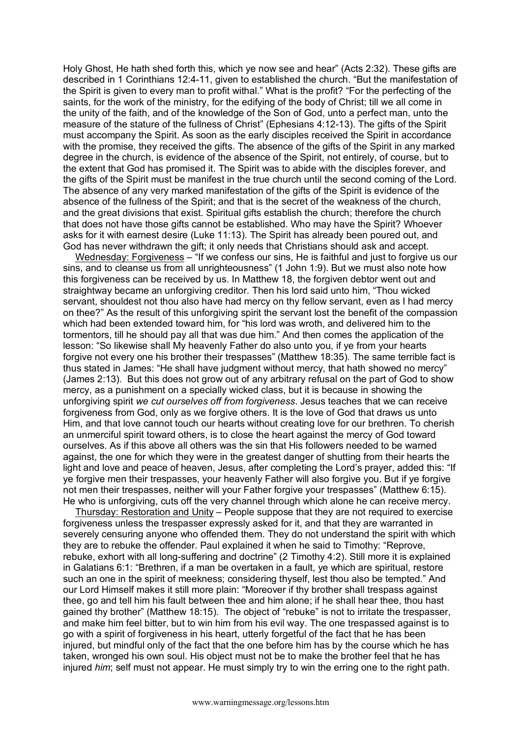Holy Ghost, He hath shed forth this, which ye now see and hear" (Acts 2:32). These gifts are described in 1 Corinthians 12:4-11, given to established the church. "But the manifestation of the Spirit is given to every man to profit withal." What is the profit? "For the perfecting of the saints, for the work of the ministry, for the edifying of the body of Christ; till we all come in the unity of the faith, and of the knowledge of the Son of God, unto a perfect man, unto the measure of the stature of the fullness of Christ" (Ephesians 4:12-13). The gifts of the Spirit must accompany the Spirit. As soon as the early disciples received the Spirit in accordance with the promise, they received the gifts. The absence of the gifts of the Spirit in any marked degree in the church, is evidence of the absence of the Spirit, not entirely, of course, but to the extent that God has promised it. The Spirit was to abide with the disciples forever, and the gifts of the Spirit must be manifest in the true church until the second coming of the Lord. The absence of any very marked manifestation of the gifts of the Spirit is evidence of the absence of the fullness of the Spirit; and that is the secret of the weakness of the church, and the great divisions that exist. Spiritual gifts establish the church; therefore the church that does not have those gifts cannot be established. Who may have the Spirit? Whoever asks for it with earnest desire (Luke 11:13). The Spirit has already been poured out, and God has never withdrawn the gift; it only needs that Christians should ask and accept.

Wednesday: Forgiveness – "If we confess our sins, He is faithful and just to forgive us our sins, and to cleanse us from all unrighteousness" (1 John 1:9). But we must also note how this forgiveness can be received by us. In Matthew 18, the forgiven debtor went out and straightway became an unforgiving creditor. Then his lord said unto him, "Thou wicked servant, shouldest not thou also have had mercy on thy fellow servant, even as I had mercy on thee?" As the result of this unforgiving spirit the servant lost the benefit of the compassion which had been extended toward him, for "his lord was wroth, and delivered him to the tormentors, till he should pay all that was due him." And then comes the application of the lesson: "So likewise shall My heavenly Father do also unto you, if ye from your hearts forgive not every one his brother their trespasses" (Matthew 18:35). The same terrible fact is thus stated in James: "He shall have judgment without mercy, that hath showed no mercy" (James 2:13). But this does not grow out of any arbitrary refusal on the part of God to show mercy, as a punishment on a specially wicked class, but it is because in showing the unforgiving spirit *we cut ourselves off from forgiveness*. Jesus teaches that we can receive forgiveness from God, only as we forgive others. It is the love of God that draws us unto Him, and that love cannot touch our hearts without creating love for our brethren. To cherish an unmerciful spirit toward others, is to close the heart against the mercy of God toward ourselves. As if this above all others was the sin that His followers needed to be warned against, the one for which they were in the greatest danger of shutting from their hearts the light and love and peace of heaven, Jesus, after completing the Lord's prayer, added this: "If ye forgive men their trespasses, your heavenly Father will also forgive you. But if ye forgive not men their trespasses, neither will your Father forgive your trespasses" (Matthew 6:15). He who is unforgiving, cuts off the very channel through which alone he can receive mercy.

Thursday: Restoration and Unity – People suppose that they are not required to exercise forgiveness unless the trespasser expressly asked for it, and that they are warranted in severely censuring anyone who offended them. They do not understand the spirit with which they are to rebuke the offender. Paul explained it when he said to Timothy: "Reprove, rebuke, exhort with all long-suffering and doctrine" (2 Timothy 4:2). Still more it is explained in Galatians 6:1: "Brethren, if a man be overtaken in a fault, ye which are spiritual, restore such an one in the spirit of meekness; considering thyself, lest thou also be tempted." And our Lord Himself makes it still more plain: "Moreover if thy brother shall trespass against thee, go and tell him his fault between thee and him alone; if he shall hear thee, thou hast gained thy brother" (Matthew 18:15). The object of "rebuke" is not to irritate the trespasser, and make him feel bitter, but to win him from his evil way. The one trespassed against is to go with a spirit of forgiveness in his heart, utterly forgetful of the fact that he has been injured, but mindful only of the fact that the one before him has by the course which he has taken, wronged his own soul. His object must not be to make the brother feel that he has injured *him*; self must not appear. He must simply try to win the erring one to the right path.